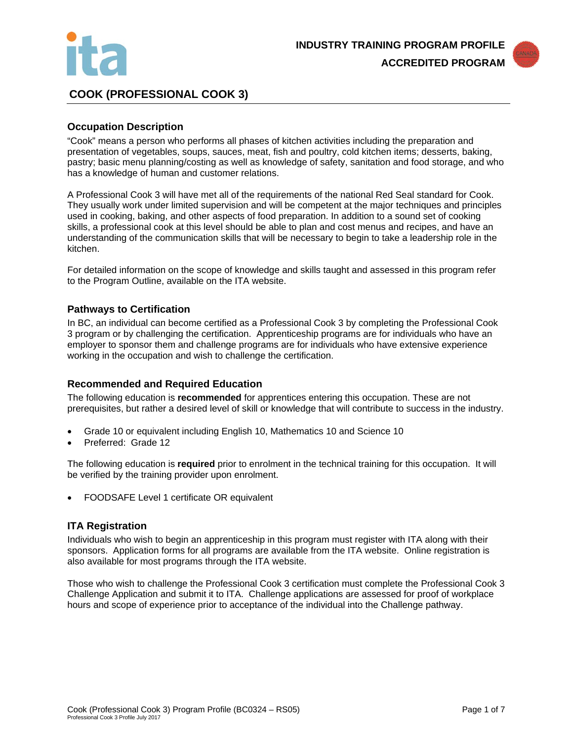INDUSTRY TRAINING PROGRAM PROFILE

ACCREDITED PROGRAM

# COOK (PROFESSIONAL COOK 3)

## Occupation Description

"Cook" means a person who performs all phases of kitchen activities including the preparation and presentation of vegetables, soups, sauces, meat, fish and poultry, cold kitchen items; desserts, baking, pastry; basic menu planning/costing as well as knowledge of safety, sanitation and food storage, and who has a knowledge of human and customer relations.

A Professional Cook 3 will have met all of the requirements of the national Red Seal standard for Cook. They usually work under limited supervision and will be competent at the major techniques and principles used in cooking, baking, and other aspects of food preparation. In addition to a sound set of cooking skills, a professional cook at this level should be able to plan and cost menus and recipes, and have an understanding of the communication skills that will be necessary to begin to take a leadership role in the kitchen.

For detailed information on the scope of knowledge and skills taught and assessed in this program refer to the Program Outline, available on the ITA website.

## Pathways to Certification

In BC, an individual can become certified as a Professional Cook 3 by completing the Professional Cook 3 program or by challenging the certification. Apprenticeship programs are for individuals who have an employer to sponsor them and challenge programs are for individuals who have extensive experience working in the occupation and wish to challenge the certification.

## Recommended and Required Education

The following education is **recommended** for apprentices entering this occupation. These are not prerequisites, but rather a desired level of skill or knowledge that will contribute to success in the industry.

- Grade 10 or equivalent including English 10, Mathematics 10 and Science 10
- Preferred: Grade 12

The following education is **required** prior to enrolment in the technical training for this occupation. It will be verified by the training provider upon enrolment.

- FOODSAFE Level 1 certificate OR equivalent

## ITA Registration

Individuals who wish to begin an apprenticeship in this program must register with ITA along with their sponsors. Application forms for all programs are available from the ITA website. Online registration is also available for most programs through the ITA website.

Those who wish to challenge the Professional Cook 3 certification must complete the Professional Cook 3 Challenge Application and submit it to ITA. Challenge applications are assessed for proof of workplace hours and scope of experience prior to acceptance of the individual into the Challenge pathway.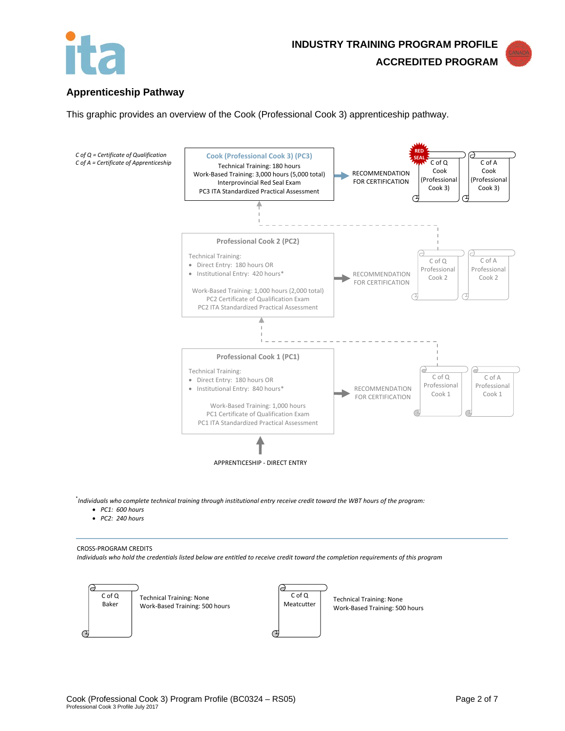## Apprenticeship Pathway

This graphic provides an overview of the Cook (Professional Cook 3) apprenticeship pathway.

*C of Q = Certificate of Qualification*
*C of A = Certificate of Apprenticeship*

**Cook (Professional Cook 3) (PC3)**
Technical Training: 180 hours
Work-Based Training: 3,000 hours (5,000 total)
Interprovincial Red Seal Exam
PC3 ITA Standardized Practical Assessment

→ RECOMMENDATION FOR CERTIFICATION → RED SEAL C of Q Cook (Professional Cook 3); C of A Cook (Professional Cook 3)

**Professional Cook 2 (PC2)**
Technical Training:
- Direct Entry: 180 hours OR
- Institutional Entry: 420 hours*

Work-Based Training: 1,000 hours (2,000 total)
PC2 Certificate of Qualification Exam
PC2 ITA Standardized Practical Assessment

→ RECOMMENDATION FOR CERTIFICATION → C of Q Professional Cook 2; C of A Professional Cook 2

**Professional Cook 1 (PC1)**
Technical Training:
- Direct Entry: 180 hours OR
- Institutional Entry: 840 hours*

Work-Based Training: 1,000 hours
PC1 Certificate of Qualification Exam
PC1 ITA Standardized Practical Assessment

→ RECOMMENDATION FOR CERTIFICATION → C of Q Professional Cook 1; C of A Professional Cook 1

APPRENTICESHIP - DIRECT ENTRY

\* *Individuals who complete technical training through institutional entry receive credit toward the WBT hours of the program:*
- *PC1: 600 hours*
- *PC2: 240 hours*

CROSS-PROGRAM CREDITS
*Individuals who hold the credentials listed below are entitled to receive credit toward the completion requirements of this program*

| Credential | Credit |
|---|---|
| C of Q Baker | Technical Training: None<br>Work-Based Training: 500 hours |
| C of Q Meatcutter | Technical Training: None<br>Work-Based Training: 500 hours |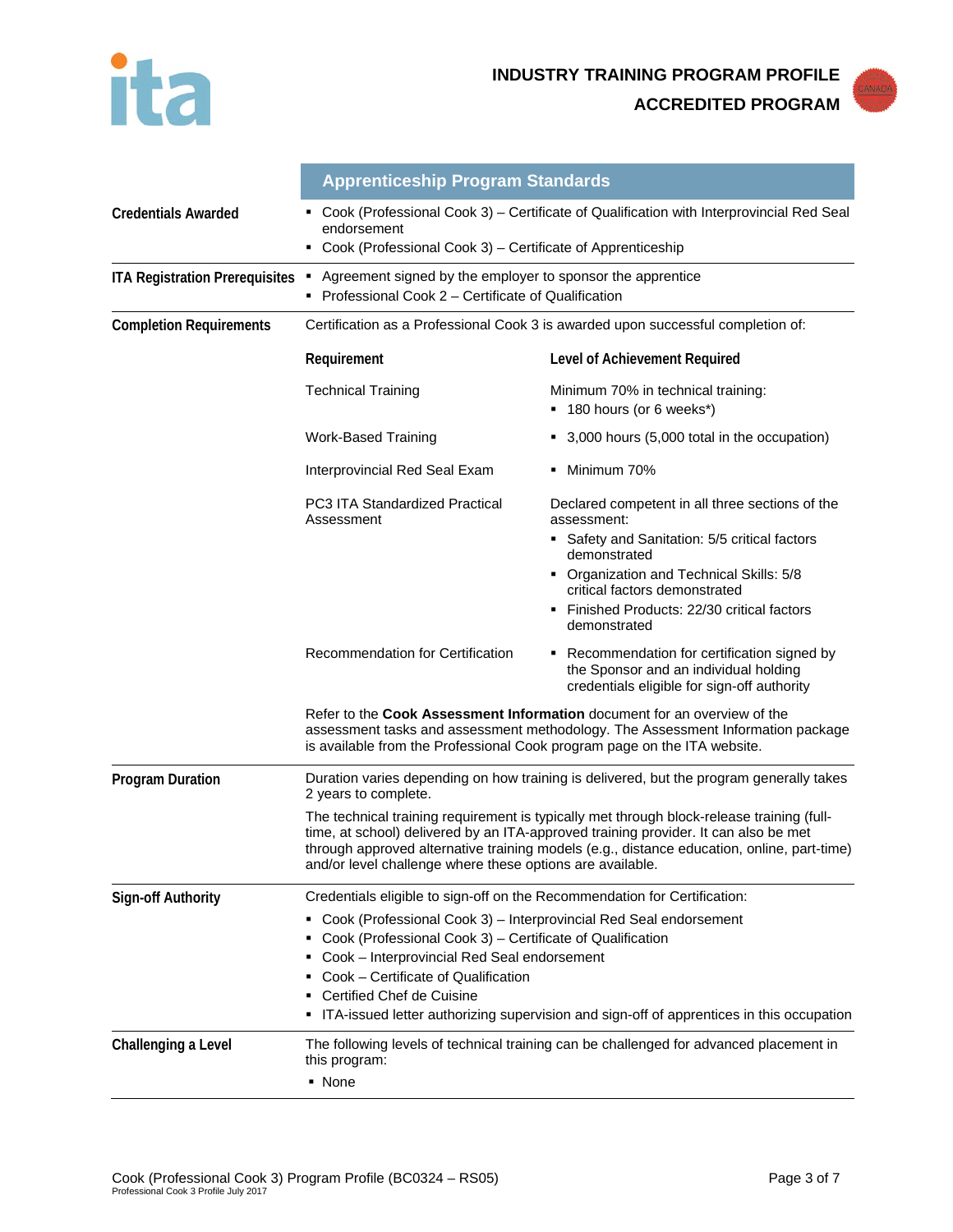## Apprenticeship Program Standards

**Credentials Awarded**

- Cook (Professional Cook 3) – Certificate of Qualification with Interprovincial Red Seal endorsement
- Cook (Professional Cook 3) – Certificate of Apprenticeship

**ITA Registration Prerequisites**

- Agreement signed by the employer to sponsor the apprentice
- Professional Cook 2 – Certificate of Qualification

**Completion Requirements**

Certification as a Professional Cook 3 is awarded upon successful completion of:

| Requirement | Level of Achievement Required |
|---|---|
| Technical Training | Minimum 70% in technical training: <br>▪ 180 hours (or 6 weeks*) |
| Work-Based Training | ▪ 3,000 hours (5,000 total in the occupation) |
| Interprovincial Red Seal Exam | ▪ Minimum 70% |
| PC3 ITA Standardized Practical Assessment | Declared competent in all three sections of the assessment: <br>▪ Safety and Sanitation: 5/5 critical factors demonstrated <br>▪ Organization and Technical Skills: 5/8 critical factors demonstrated <br>▪ Finished Products: 22/30 critical factors demonstrated |
| Recommendation for Certification | ▪ Recommendation for certification signed by the Sponsor and an individual holding credentials eligible for sign-off authority |

Refer to the **Cook Assessment Information** document for an overview of the assessment tasks and assessment methodology. The Assessment Information package is available from the Professional Cook program page on the ITA website.

**Program Duration**

Duration varies depending on how training is delivered, but the program generally takes 2 years to complete.

The technical training requirement is typically met through block-release training (full-time, at school) delivered by an ITA-approved training provider. It can also be met through approved alternative training models (e.g., distance education, online, part-time) and/or level challenge where these options are available.

**Sign-off Authority**

Credentials eligible to sign-off on the Recommendation for Certification:

- Cook (Professional Cook 3) – Interprovincial Red Seal endorsement
- Cook (Professional Cook 3) – Certificate of Qualification
- Cook – Interprovincial Red Seal endorsement
- Cook – Certificate of Qualification
- Certified Chef de Cuisine
- ITA-issued letter authorizing supervision and sign-off of apprentices in this occupation

**Challenging a Level**

The following levels of technical training can be challenged for advanced placement in this program:

- None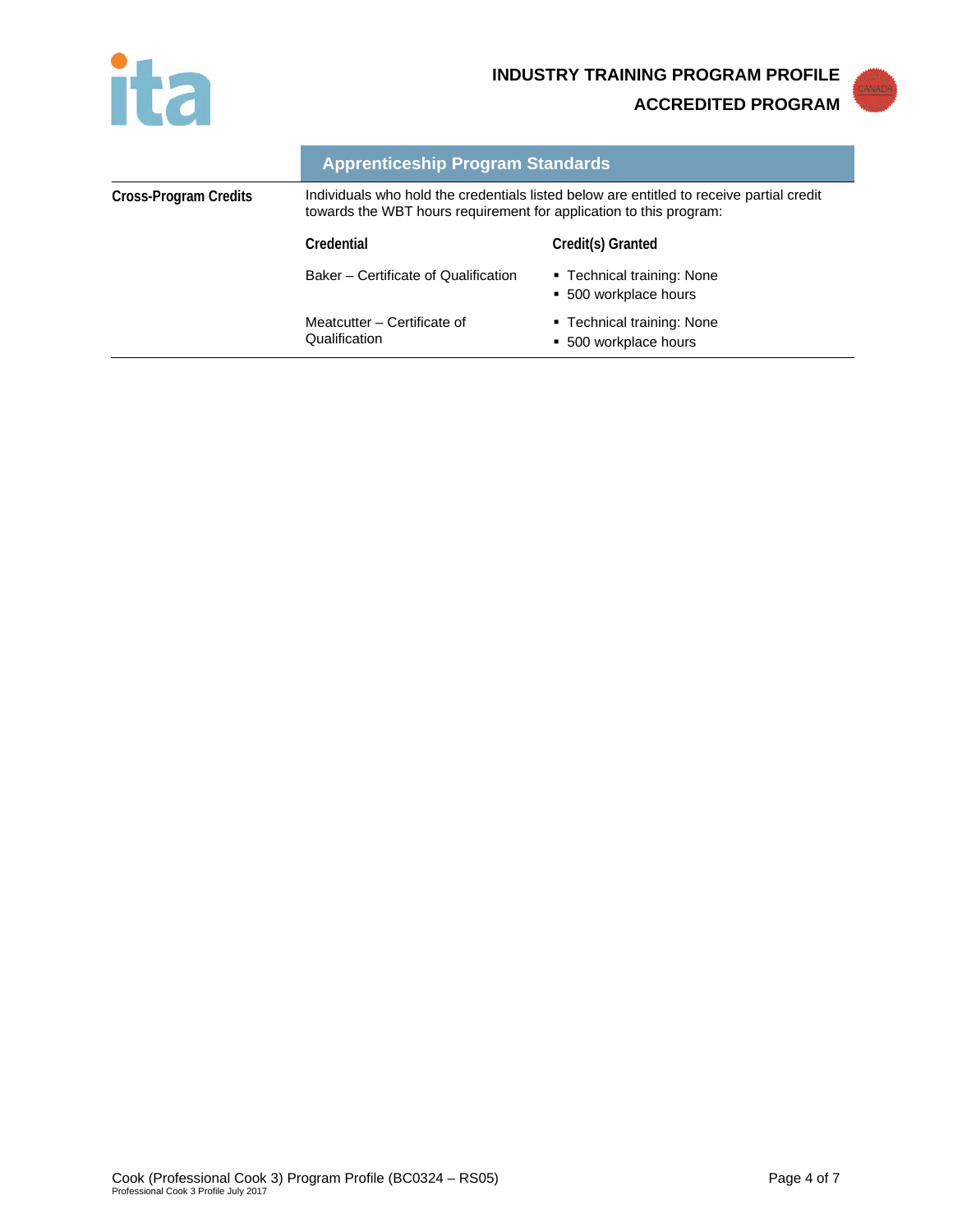## Apprenticeship Program Standards

**Cross-Program Credits**

Individuals who hold the credentials listed below are entitled to receive partial credit towards the WBT hours requirement for application to this program:

| Credential | Credit(s) Granted |
| --- | --- |
| Baker – Certificate of Qualification | ▪ Technical training: None<br>▪ 500 workplace hours |
| Meatcutter – Certificate of Qualification | ▪ Technical training: None<br>▪ 500 workplace hours |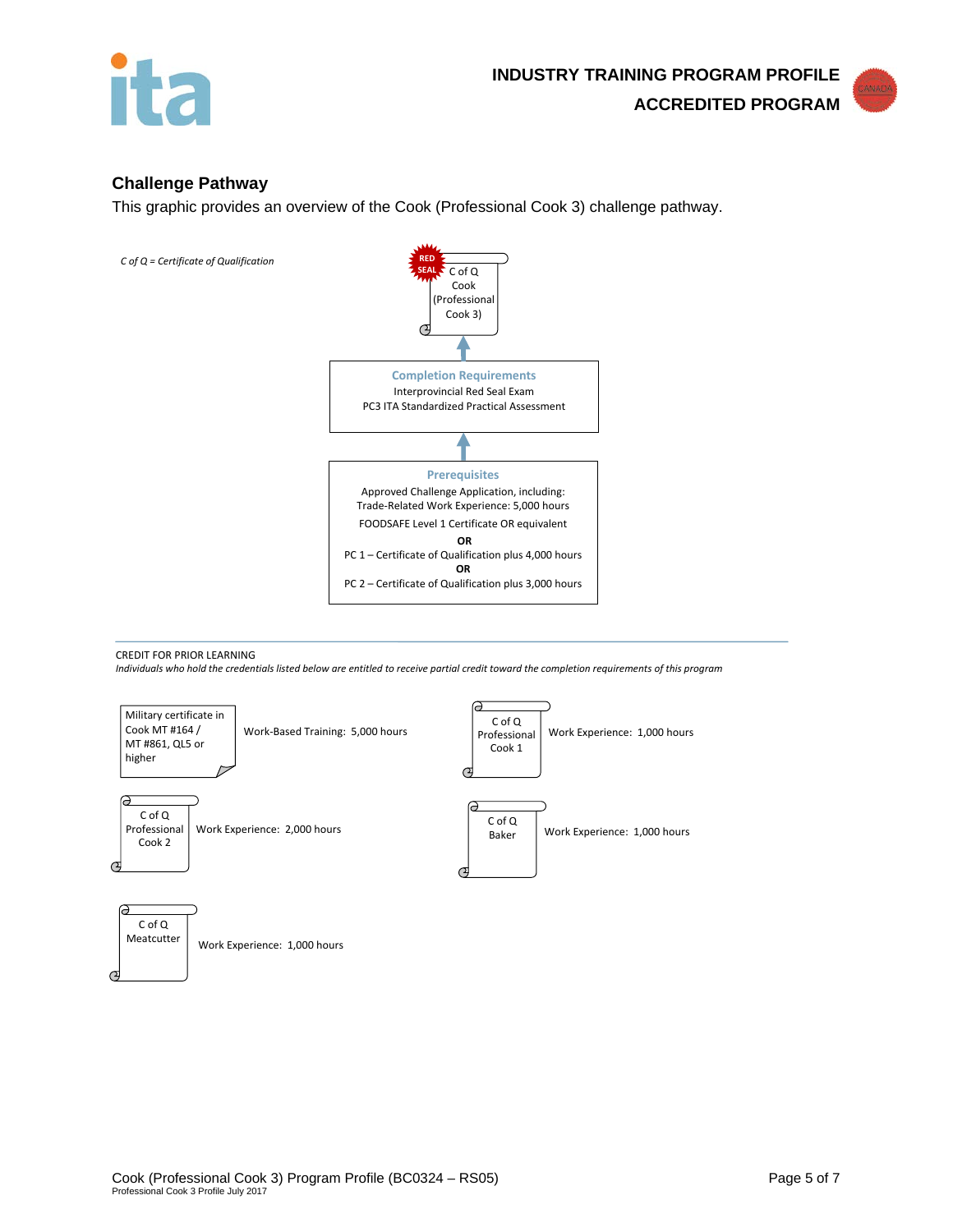## Challenge Pathway

This graphic provides an overview of the Cook (Professional Cook 3) challenge pathway.

*C of Q = Certificate of Qualification*

RED SEAL

C of Q Cook (Professional Cook 3)

↑

**Completion Requirements**

Interprovincial Red Seal Exam

PC3 ITA Standardized Practical Assessment

↑

**Prerequisites**

Approved Challenge Application, including:

Trade-Related Work Experience: 5,000 hours

FOODSAFE Level 1 Certificate OR equivalent

**OR**

PC 1 – Certificate of Qualification plus 4,000 hours

**OR**

PC 2 – Certificate of Qualification plus 3,000 hours

---

CREDIT FOR PRIOR LEARNING

*Individuals who hold the credentials listed below are entitled to receive partial credit toward the completion requirements of this program*

| Credential | Credit |
|---|---|
| Military certificate in Cook MT #164 / MT #861, QL5 or higher | Work-Based Training: 5,000 hours |
| C of Q Professional Cook 1 | Work Experience: 1,000 hours |
| C of Q Professional Cook 2 | Work Experience: 2,000 hours |
| C of Q Baker | Work Experience: 1,000 hours |
| C of Q Meatcutter | Work Experience: 1,000 hours |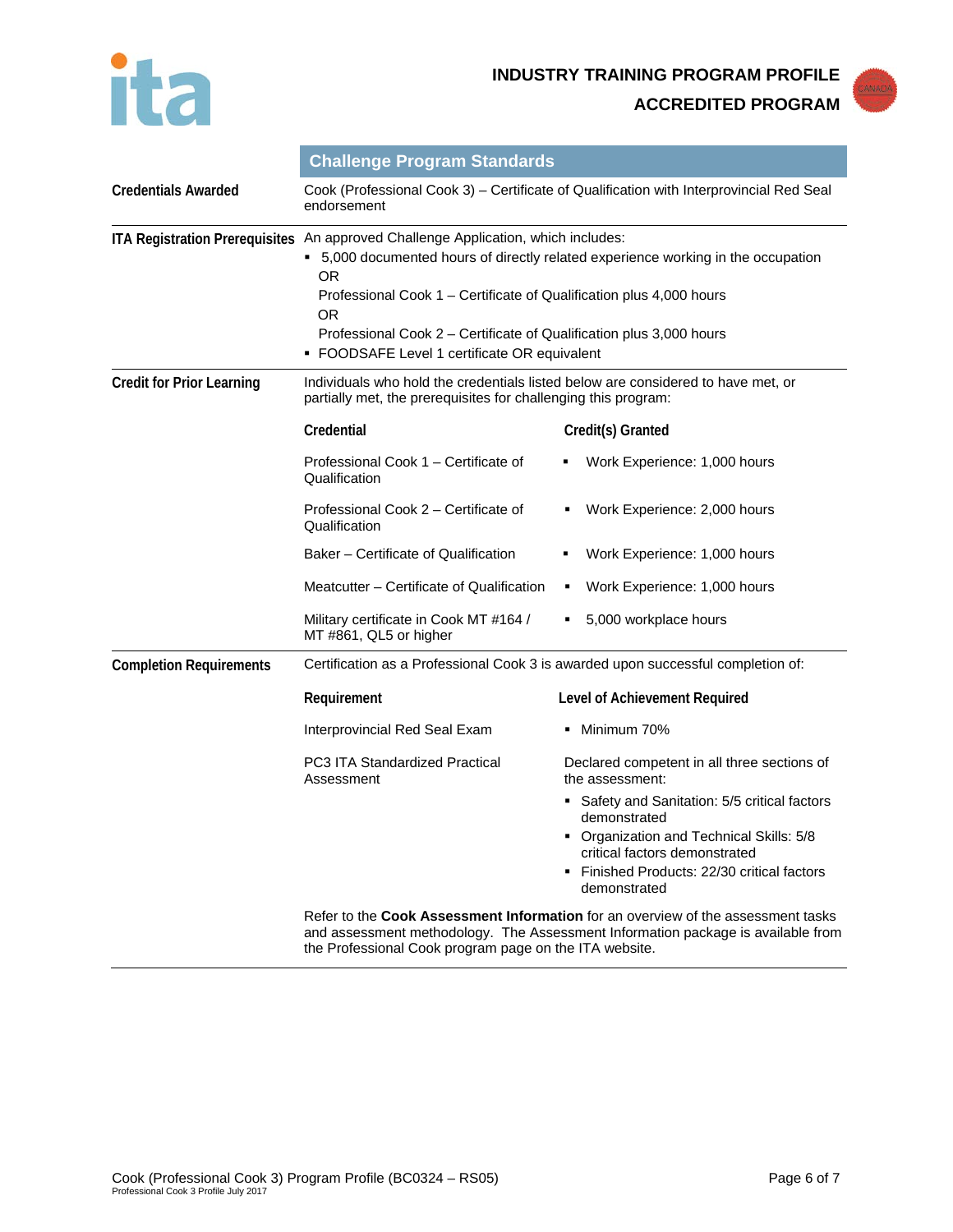## Challenge Program Standards

**Credentials Awarded**

Cook (Professional Cook 3) – Certificate of Qualification with Interprovincial Red Seal endorsement

**ITA Registration Prerequisites**

An approved Challenge Application, which includes:

- 5,000 documented hours of directly related experience working in the occupation
  OR
  Professional Cook 1 – Certificate of Qualification plus 4,000 hours
  OR
  Professional Cook 2 – Certificate of Qualification plus 3,000 hours
- FOODSAFE Level 1 certificate OR equivalent

**Credit for Prior Learning**

Individuals who hold the credentials listed below are considered to have met, or partially met, the prerequisites for challenging this program:

| Credential | Credit(s) Granted |
|---|---|
| Professional Cook 1 – Certificate of Qualification | Work Experience: 1,000 hours |
| Professional Cook 2 – Certificate of Qualification | Work Experience: 2,000 hours |
| Baker – Certificate of Qualification | Work Experience: 1,000 hours |
| Meatcutter – Certificate of Qualification | Work Experience: 1,000 hours |
| Military certificate in Cook MT #164 / MT #861, QL5 or higher | 5,000 workplace hours |

**Completion Requirements**

Certification as a Professional Cook 3 is awarded upon successful completion of:

| Requirement | Level of Achievement Required |
|---|---|
| Interprovincial Red Seal Exam | Minimum 70% |
| PC3 ITA Standardized Practical Assessment | Declared competent in all three sections of the assessment:<br>• Safety and Sanitation: 5/5 critical factors demonstrated<br>• Organization and Technical Skills: 5/8 critical factors demonstrated<br>• Finished Products: 22/30 critical factors demonstrated |

Refer to the **Cook Assessment Information** for an overview of the assessment tasks and assessment methodology. The Assessment Information package is available from the Professional Cook program page on the ITA website.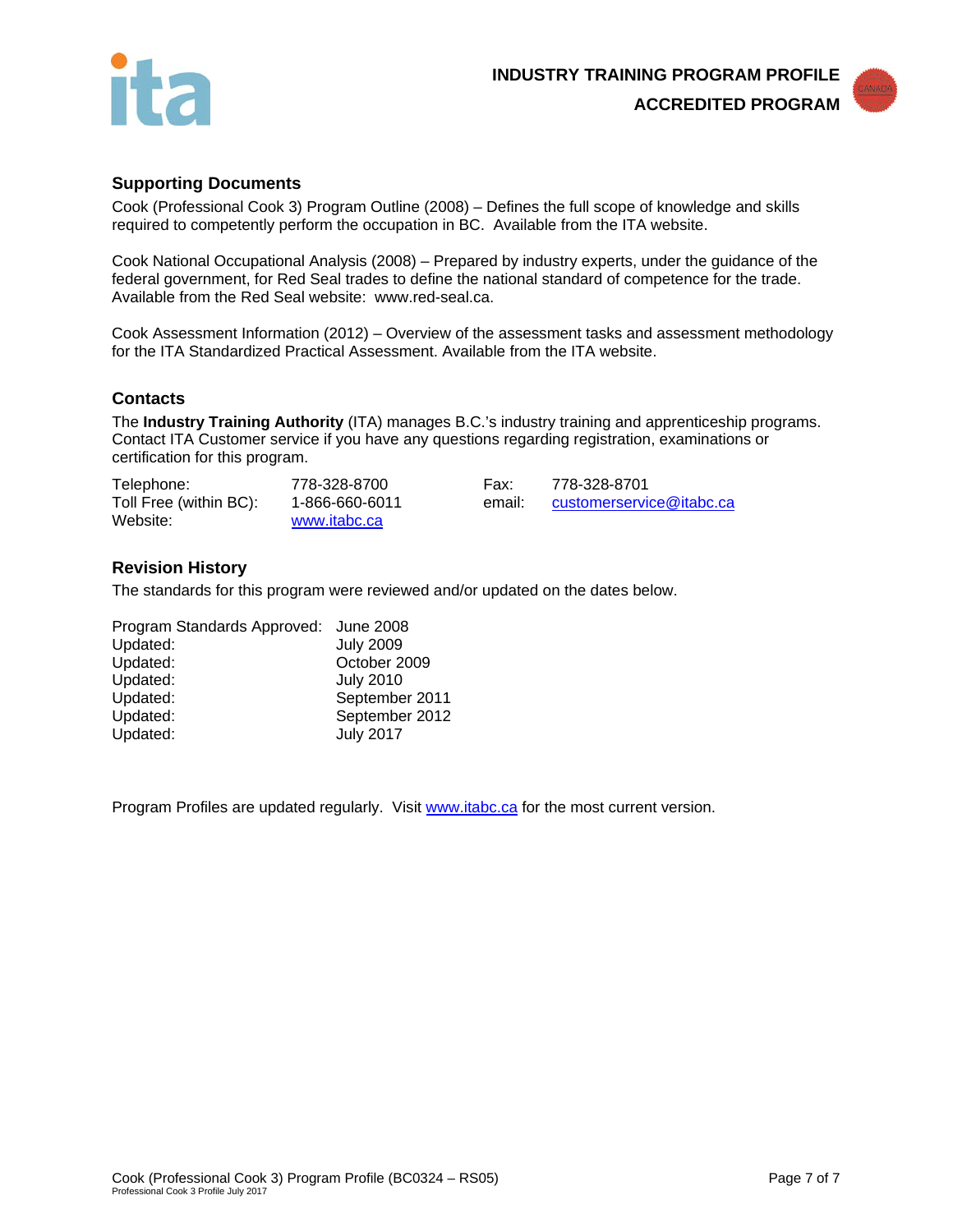## Supporting Documents

Cook (Professional Cook 3) Program Outline (2008) – Defines the full scope of knowledge and skills required to competently perform the occupation in BC. Available from the ITA website.

Cook National Occupational Analysis (2008) – Prepared by industry experts, under the guidance of the federal government, for Red Seal trades to define the national standard of competence for the trade. Available from the Red Seal website: www.red-seal.ca.

Cook Assessment Information (2012) – Overview of the assessment tasks and assessment methodology for the ITA Standardized Practical Assessment. Available from the ITA website.

## Contacts

The **Industry Training Authority** (ITA) manages B.C.'s industry training and apprenticeship programs. Contact ITA Customer service if you have any questions regarding registration, examinations or certification for this program.

| | | | |
|---|---|---|---|
| Telephone: | 778-328-8700 | Fax: | 778-328-8701 |
| Toll Free (within BC): | 1-866-660-6011 | email: | customerservice@itabc.ca |
| Website: | www.itabc.ca | | |

## Revision History

The standards for this program were reviewed and/or updated on the dates below.

| | |
|---|---|
| Program Standards Approved: | June 2008 |
| Updated: | July 2009 |
| Updated: | October 2009 |
| Updated: | July 2010 |
| Updated: | September 2011 |
| Updated: | September 2012 |
| Updated: | July 2017 |

Program Profiles are updated regularly. Visit www.itabc.ca for the most current version.